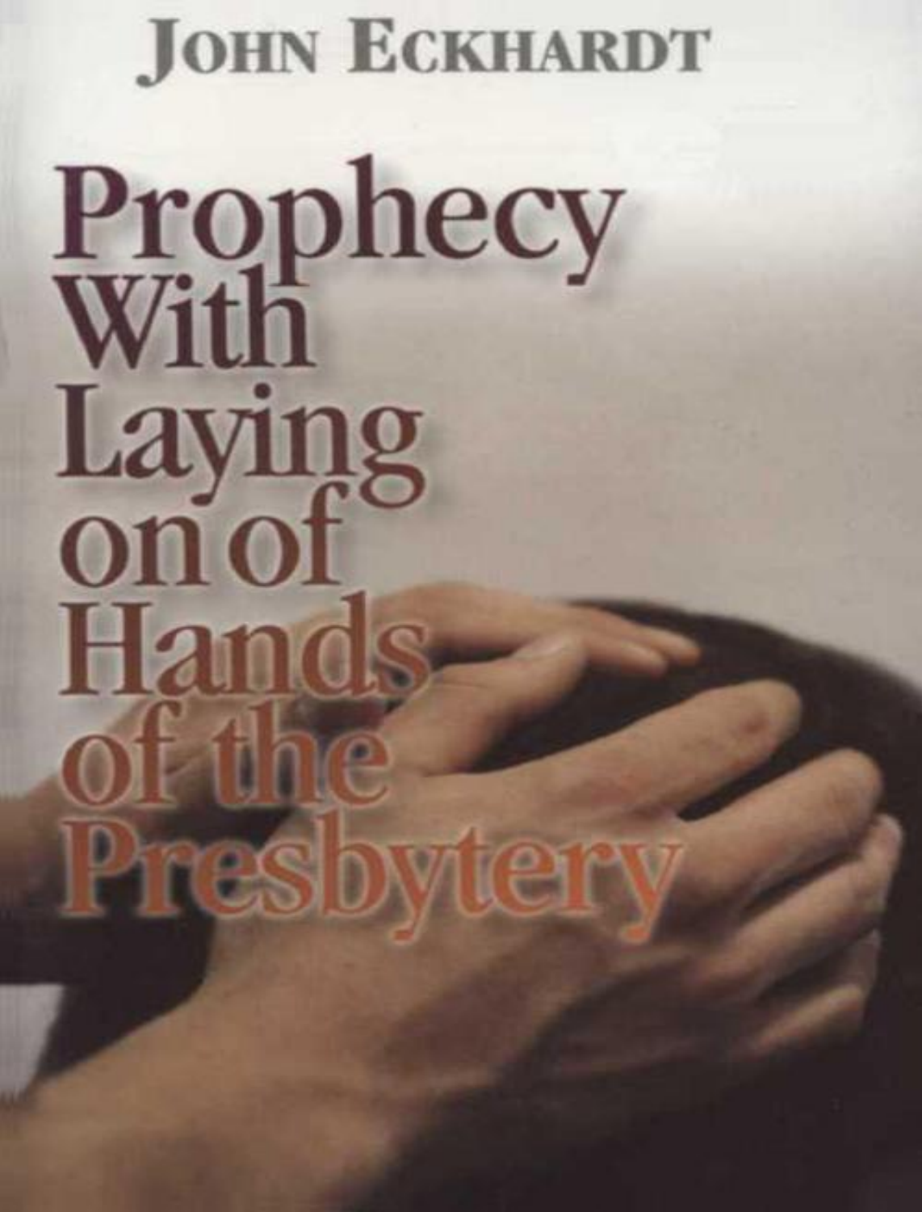JOHN ECKHARDT

# Prophecy With Laying on of Hands of the Presbytery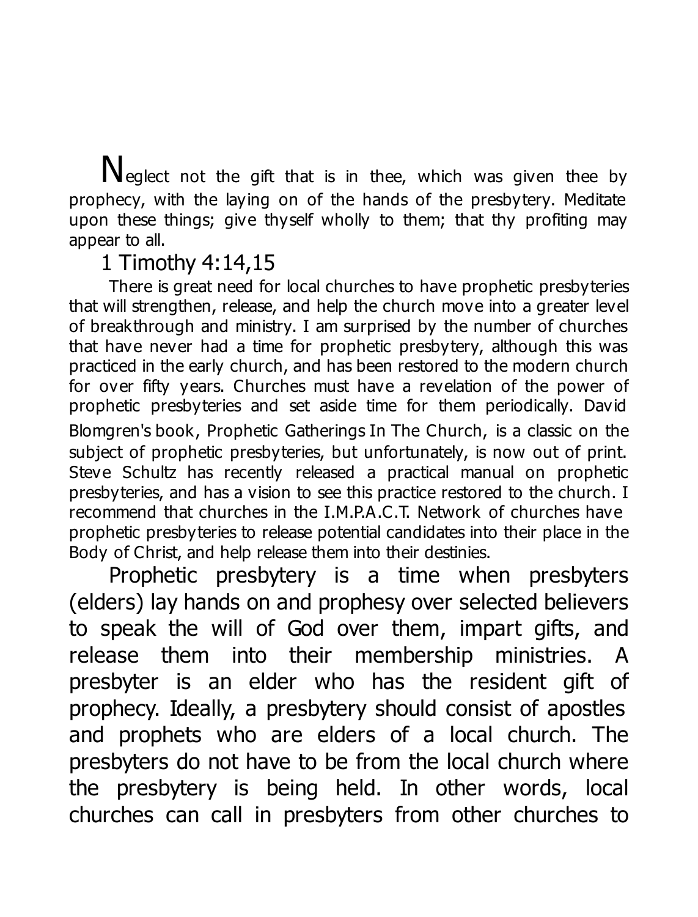Neglect not the gift that is in thee, which was given thee by prophecy, with the laying on of the hands of the presbytery. Meditate upon these things; give thyself wholly to them; that thy profiting may appear to all.

1 Timothy 4:14,15

There is great need for local churches to have prophetic presbyteries that will strengthen, release, and help the church move into a greater level of breakthrough and ministry. I am surprised by the number of churches that have never had a time for prophetic presbytery, although this was practiced in the early church, and has been restored to the modern church for over fifty years. Churches must have a revelation of the power of prophetic presbyteries and set aside time for them periodically. David Blomgren's book, Prophetic Gatherings In The Church, is a classic on the subject of prophetic presbyteries, but unfortunately, is now out of print. Steve Schultz has recently released a practical manual on prophetic presbyteries, and has a vision to see this practice restored to the church. I recommend that churches in the I.M.P.A.C.T. Network of churches have prophetic presbyteries to release potential candidates into their place in the Body of Christ, and help release them into their destinies.

Prophetic presbytery is a time when presbyters (elders) lay hands on and prophesy over selected believers to speak the will of God over them, impart gifts, and release them into their membership ministries. A presbyter is an elder who has the resident gift of prophecy. Ideally, a presbytery should consist of apostles and prophets who are elders of a local church. The presbyters do not have to be from the local church where the presbytery is being held. In other words, local churches can call in presbyters from other churches to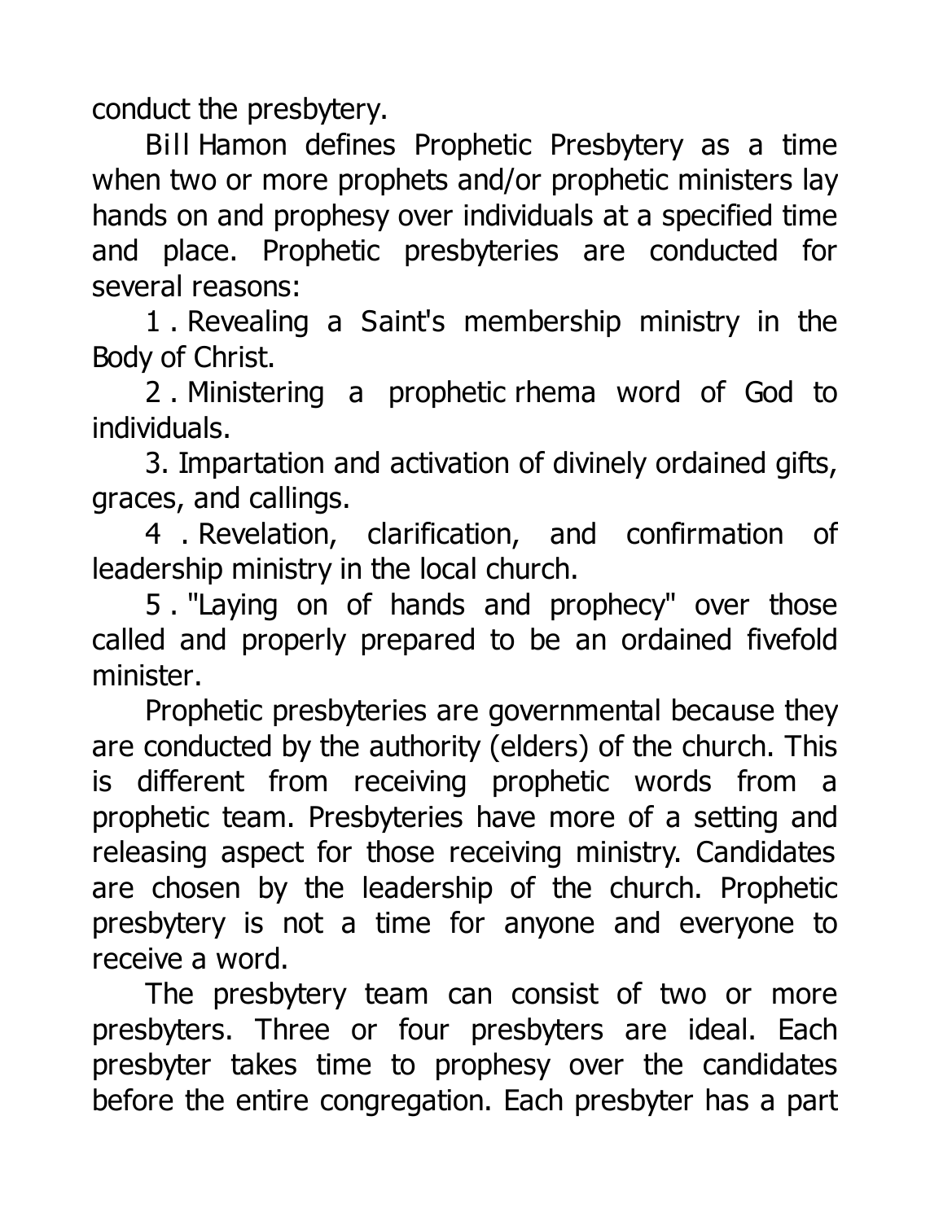conduct the presbytery.

Bill Hamon defines Prophetic Presbytery as a time when two or more prophets and/or prophetic ministers lay hands on and prophesy over individuals at a specified time and place. Prophetic presbyteries are conducted for several reasons:

1. Revealing a Saint's membership ministry in the Body of Christ.
2. Ministering a prophetic rhema word of God to individuals.
3. Impartation and activation of divinely ordained gifts, graces, and callings.
4. Revelation, clarification, and confirmation of leadership ministry in the local church.
5. "Laying on of hands and prophecy" over those called and properly prepared to be an ordained fivefold minister.

Prophetic presbyteries are governmental because they are conducted by the authority (elders) of the church. This is different from receiving prophetic words from a prophetic team. Presbyteries have more of a setting and releasing aspect for those receiving ministry. Candidates are chosen by the leadership of the church. Prophetic presbytery is not a time for anyone and everyone to receive a word.

The presbytery team can consist of two or more presbyters. Three or four presbyters are ideal. Each presbyter takes time to prophesy over the candidates before the entire congregation. Each presbyter has a part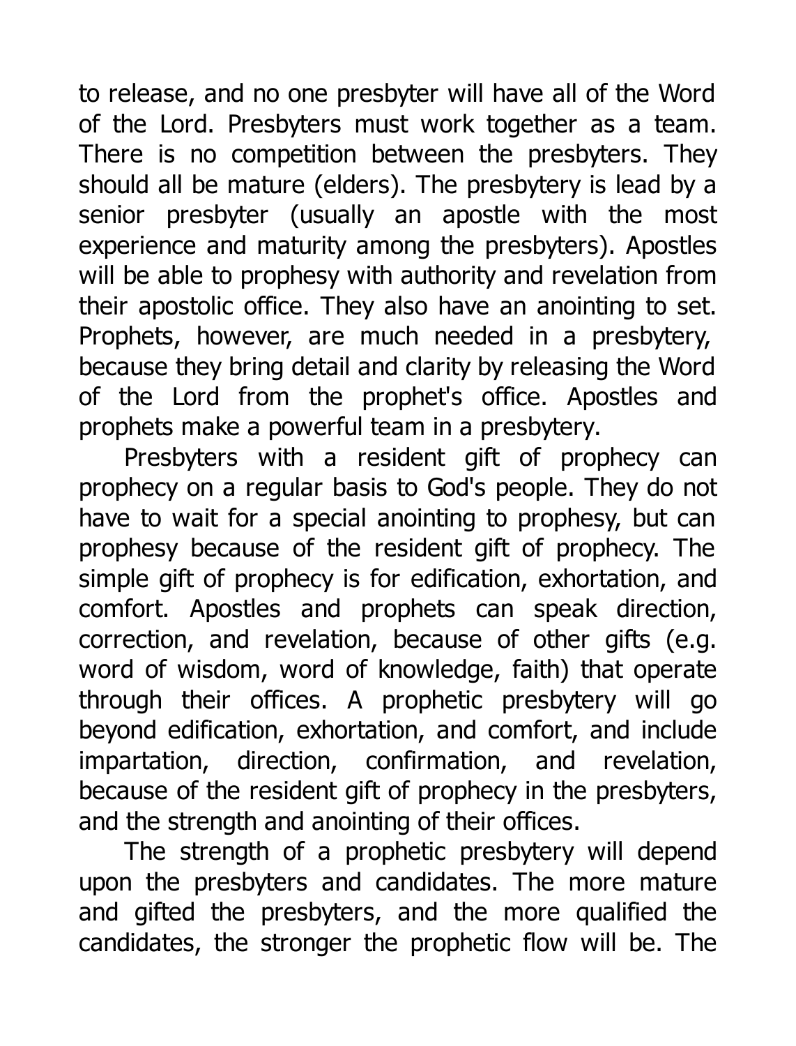to release, and no one presbyter will have all of the Word of the Lord. Presbyters must work together as a team. There is no competition between the presbyters. They should all be mature (elders). The presbytery is lead by a senior presbyter (usually an apostle with the most experience and maturity among the presbyters). Apostles will be able to prophesy with authority and revelation from their apostolic office. They also have an anointing to set. Prophets, however, are much needed in a presbytery, because they bring detail and clarity by releasing the Word of the Lord from the prophet's office. Apostles and prophets make a powerful team in a presbytery.

Presbyters with a resident gift of prophecy can prophecy on a regular basis to God's people. They do not have to wait for a special anointing to prophesy, but can prophesy because of the resident gift of prophecy. The simple gift of prophecy is for edification, exhortation, and comfort. Apostles and prophets can speak direction, correction, and revelation, because of other gifts (e.g. word of wisdom, word of knowledge, faith) that operate through their offices. A prophetic presbytery will go beyond edification, exhortation, and comfort, and include impartation, direction, confirmation, and revelation, because of the resident gift of prophecy in the presbyters, and the strength and anointing of their offices.

The strength of a prophetic presbytery will depend upon the presbyters and candidates. The more mature and gifted the presbyters, and the more qualified the candidates, the stronger the prophetic flow will be. The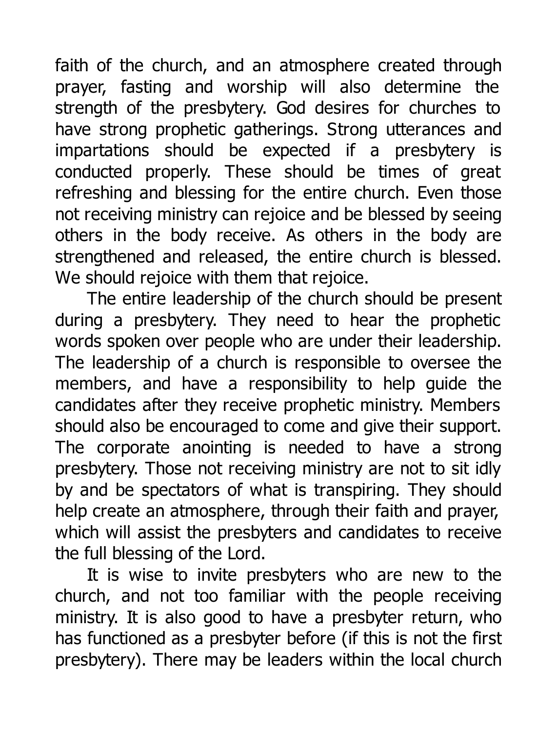faith of the church, and an atmosphere created through prayer, fasting and worship will also determine the strength of the presbytery. God desires for churches to have strong prophetic gatherings. Strong utterances and impartations should be expected if a presbytery is conducted properly. These should be times of great refreshing and blessing for the entire church. Even those not receiving ministry can rejoice and be blessed by seeing others in the body receive. As others in the body are strengthened and released, the entire church is blessed. We should rejoice with them that rejoice.

The entire leadership of the church should be present during a presbytery. They need to hear the prophetic words spoken over people who are under their leadership. The leadership of a church is responsible to oversee the members, and have a responsibility to help guide the candidates after they receive prophetic ministry. Members should also be encouraged to come and give their support. The corporate anointing is needed to have a strong presbytery. Those not receiving ministry are not to sit idly by and be spectators of what is transpiring. They should help create an atmosphere, through their faith and prayer, which will assist the presbyters and candidates to receive the full blessing of the Lord.

It is wise to invite presbyters who are new to the church, and not too familiar with the people receiving ministry. It is also good to have a presbyter return, who has functioned as a presbyter before (if this is not the first presbytery). There may be leaders within the local church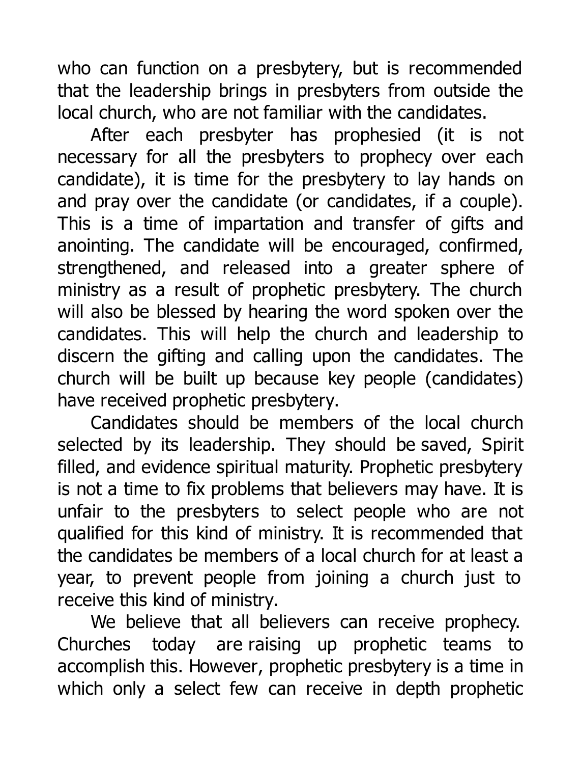who can function on a presbytery, but is recommended that the leadership brings in presbyters from outside the local church, who are not familiar with the candidates.

After each presbyter has prophesied (it is not necessary for all the presbyters to prophecy over each candidate), it is time for the presbytery to lay hands on and pray over the candidate (or candidates, if a couple). This is a time of impartation and transfer of gifts and anointing. The candidate will be encouraged, confirmed, strengthened, and released into a greater sphere of ministry as a result of prophetic presbytery. The church will also be blessed by hearing the word spoken over the candidates. This will help the church and leadership to discern the gifting and calling upon the candidates. The church will be built up because key people (candidates) have received prophetic presbytery.

Candidates should be members of the local church selected by its leadership. They should be saved, Spirit filled, and evidence spiritual maturity. Prophetic presbytery is not a time to fix problems that believers may have. It is unfair to the presbyters to select people who are not qualified for this kind of ministry. It is recommended that the candidates be members of a local church for at least a year, to prevent people from joining a church just to receive this kind of ministry.

We believe that all believers can receive prophecy. Churches today are raising up prophetic teams to accomplish this. However, prophetic presbytery is a time in which only a select few can receive in depth prophetic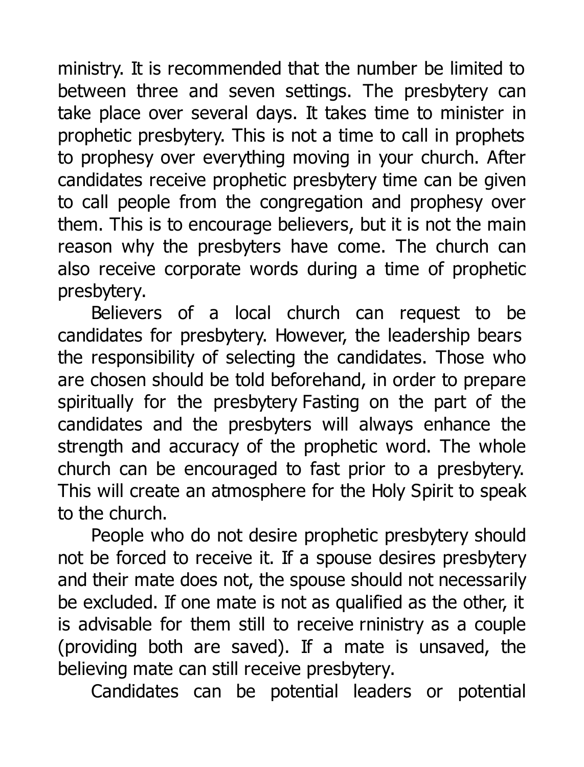ministry. It is recommended that the number be limited to between three and seven settings. The presbytery can take place over several days. It takes time to minister in prophetic presbytery. This is not a time to call in prophets to prophesy over everything moving in your church. After candidates receive prophetic presbytery time can be given to call people from the congregation and prophesy over them. This is to encourage believers, but it is not the main reason why the presbyters have come. The church can also receive corporate words during a time of prophetic presbytery.

Believers of a local church can request to be candidates for presbytery. However, the leadership bears the responsibility of selecting the candidates. Those who are chosen should be told beforehand, in order to prepare spiritually for the presbytery Fasting on the part of the candidates and the presbyters will always enhance the strength and accuracy of the prophetic word. The whole church can be encouraged to fast prior to a presbytery. This will create an atmosphere for the Holy Spirit to speak to the church.

People who do not desire prophetic presbytery should not be forced to receive it. If a spouse desires presbytery and their mate does not, the spouse should not necessarily be excluded. If one mate is not as qualified as the other, it is advisable for them still to receive rninistry as a couple (providing both are saved). If a mate is unsaved, the believing mate can still receive presbytery.

Candidates can be potential leaders or potential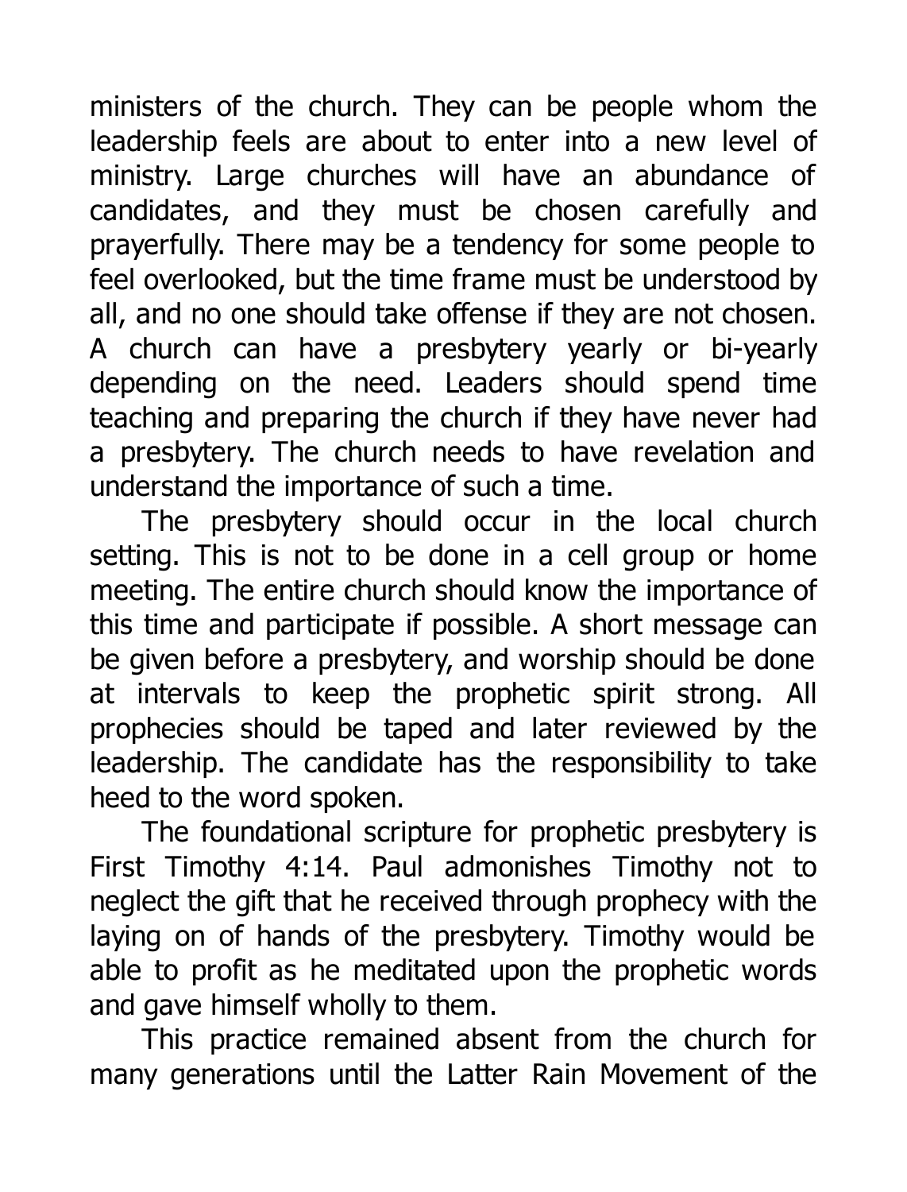ministers of the church. They can be people whom the leadership feels are about to enter into a new level of ministry. Large churches will have an abundance of candidates, and they must be chosen carefully and prayerfully. There may be a tendency for some people to feel overlooked, but the time frame must be understood by all, and no one should take offense if they are not chosen. A church can have a presbytery yearly or bi-yearly depending on the need. Leaders should spend time teaching and preparing the church if they have never had a presbytery. The church needs to have revelation and understand the importance of such a time.

The presbytery should occur in the local church setting. This is not to be done in a cell group or home meeting. The entire church should know the importance of this time and participate if possible. A short message can be given before a presbytery, and worship should be done at intervals to keep the prophetic spirit strong. All prophecies should be taped and later reviewed by the leadership. The candidate has the responsibility to take heed to the word spoken.

The foundational scripture for prophetic presbytery is First Timothy 4:14. Paul admonishes Timothy not to neglect the gift that he received through prophecy with the laying on of hands of the presbytery. Timothy would be able to profit as he meditated upon the prophetic words and gave himself wholly to them.

This practice remained absent from the church for many generations until the Latter Rain Movement of the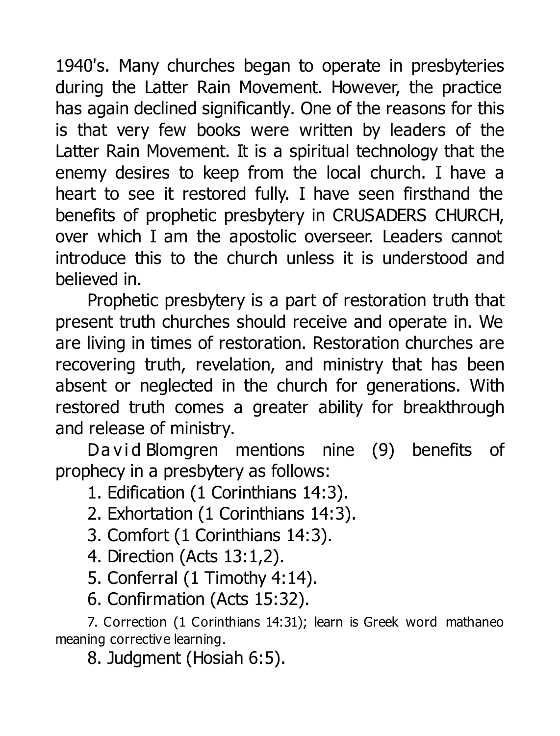1940's. Many churches began to operate in presbyteries during the Latter Rain Movement. However, the practice has again declined significantly. One of the reasons for this is that very few books were written by leaders of the Latter Rain Movement. It is a spiritual technology that the enemy desires to keep from the local church. I have a heart to see it restored fully. I have seen firsthand the benefits of prophetic presbytery in CRUSADERS CHURCH, over which I am the apostolic overseer. Leaders cannot introduce this to the church unless it is understood and believed in.

Prophetic presbytery is a part of restoration truth that present truth churches should receive and operate in. We are living in times of restoration. Restoration churches are recovering truth, revelation, and ministry that has been absent or neglected in the church for generations. With restored truth comes a greater ability for breakthrough and release of ministry.

David Blomgren mentions nine (9) benefits of prophecy in a presbytery as follows:

1. Edification (1 Corinthians 14:3).
2. Exhortation (1 Corinthians 14:3).
3. Comfort (1 Corinthians 14:3).
4. Direction (Acts 13:1,2).
5. Conferral (1 Timothy 4:14).
6. Confirmation (Acts 15:32).
7. Correction (1 Corinthians 14:31); learn is Greek word mathaneo meaning corrective learning.
8. Judgment (Hosiah 6:5).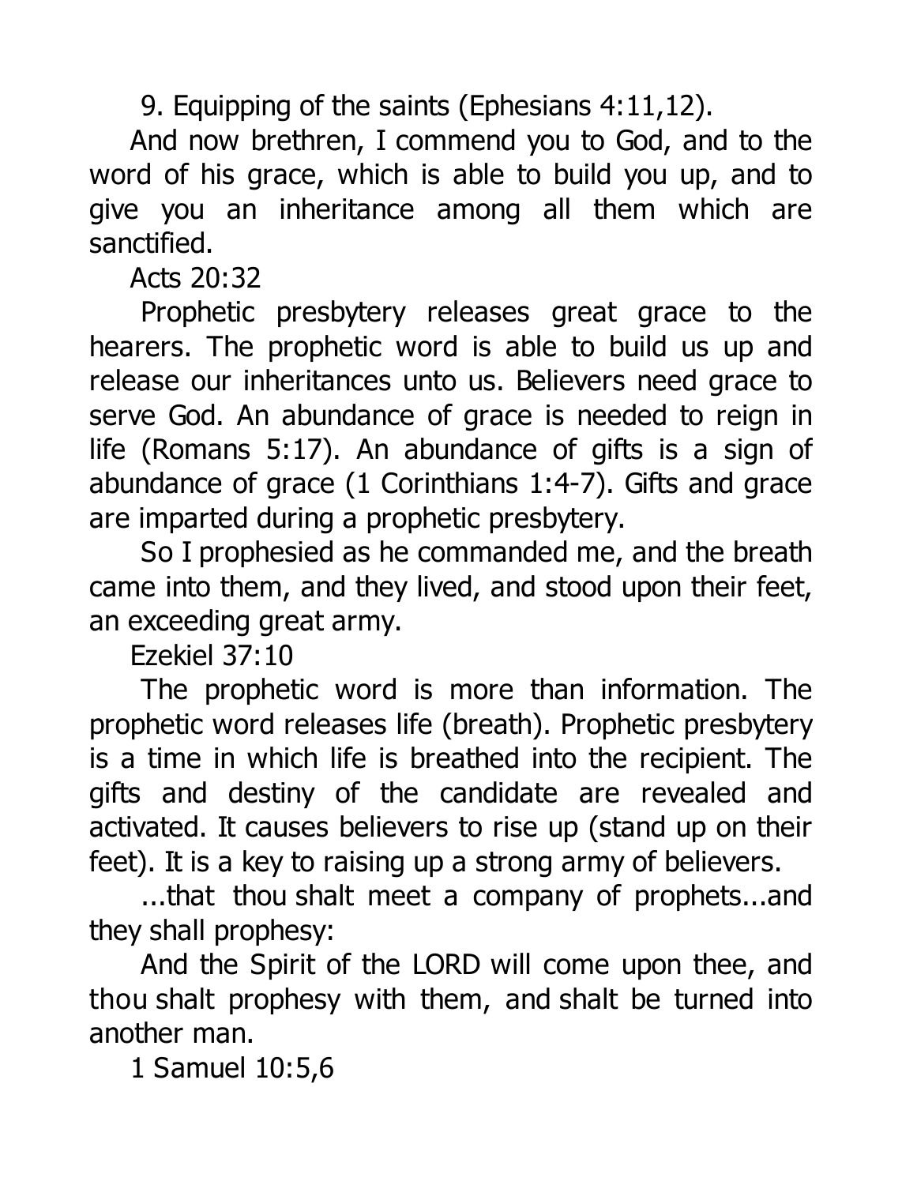9. Equipping of the saints (Ephesians 4:11,12).

And now brethren, I commend you to God, and to the word of his grace, which is able to build you up, and to give you an inheritance among all them which are sanctified.

Acts 20:32

Prophetic presbytery releases great grace to the hearers. The prophetic word is able to build us up and release our inheritances unto us. Believers need grace to serve God. An abundance of grace is needed to reign in life (Romans 5:17). An abundance of gifts is a sign of abundance of grace (1 Corinthians 1:4-7). Gifts and grace are imparted during a prophetic presbytery.

So I prophesied as he commanded me, and the breath came into them, and they lived, and stood upon their feet, an exceeding great army.

Ezekiel 37:10

The prophetic word is more than information. The prophetic word releases life (breath). Prophetic presbytery is a time in which life is breathed into the recipient. The gifts and destiny of the candidate are revealed and activated. It causes believers to rise up (stand up on their feet). It is a key to raising up a strong army of believers.

...that thou shalt meet a company of prophets...and they shall prophesy:

And the Spirit of the LORD will come upon thee, and thou shalt prophesy with them, and shalt be turned into another man.

1 Samuel 10:5,6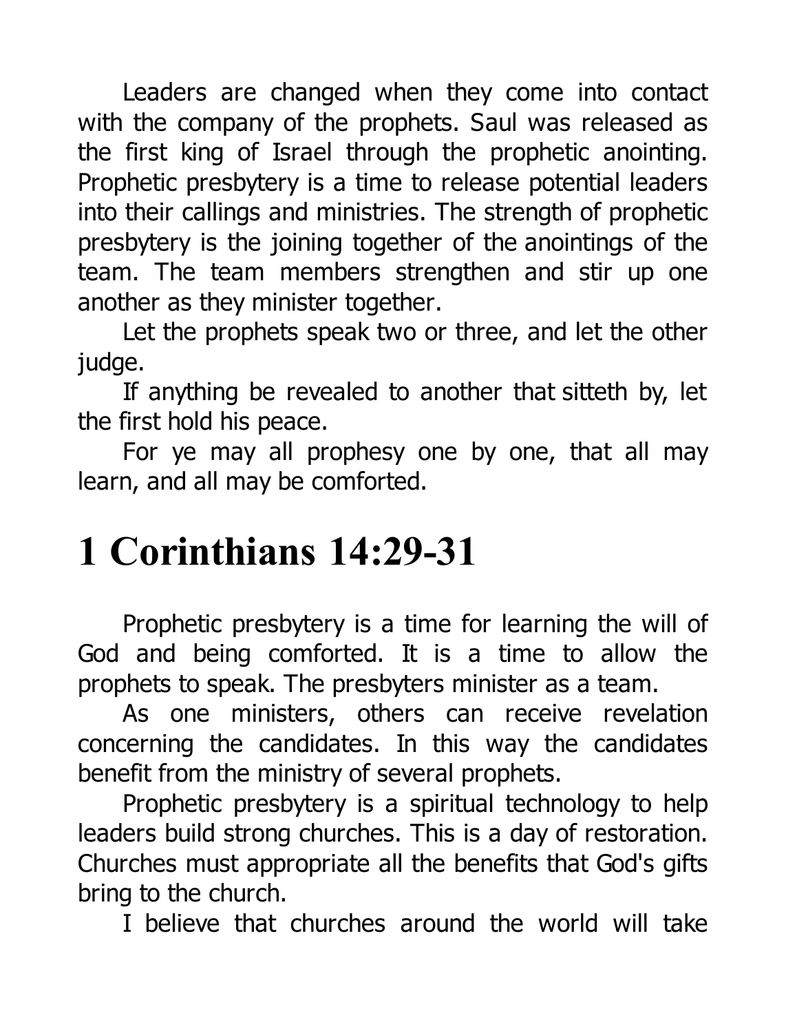Leaders are changed when they come into contact with the company of the prophets. Saul was released as the first king of Israel through the prophetic anointing. Prophetic presbytery is a time to release potential leaders into their callings and ministries. The strength of prophetic presbytery is the joining together of the anointings of the team. The team members strengthen and stir up one another as they minister together.

Let the prophets speak two or three, and let the other judge.

If anything be revealed to another that sitteth by, let the first hold his peace.

For ye may all prophesy one by one, that all may learn, and all may be comforted.

# 1 Corinthians 14:29-31

Prophetic presbytery is a time for learning the will of God and being comforted. It is a time to allow the prophets to speak. The presbyters minister as a team.

As one ministers, others can receive revelation concerning the candidates. In this way the candidates benefit from the ministry of several prophets.

Prophetic presbytery is a spiritual technology to help leaders build strong churches. This is a day of restoration. Churches must appropriate all the benefits that God's gifts bring to the church.

I believe that churches around the world will take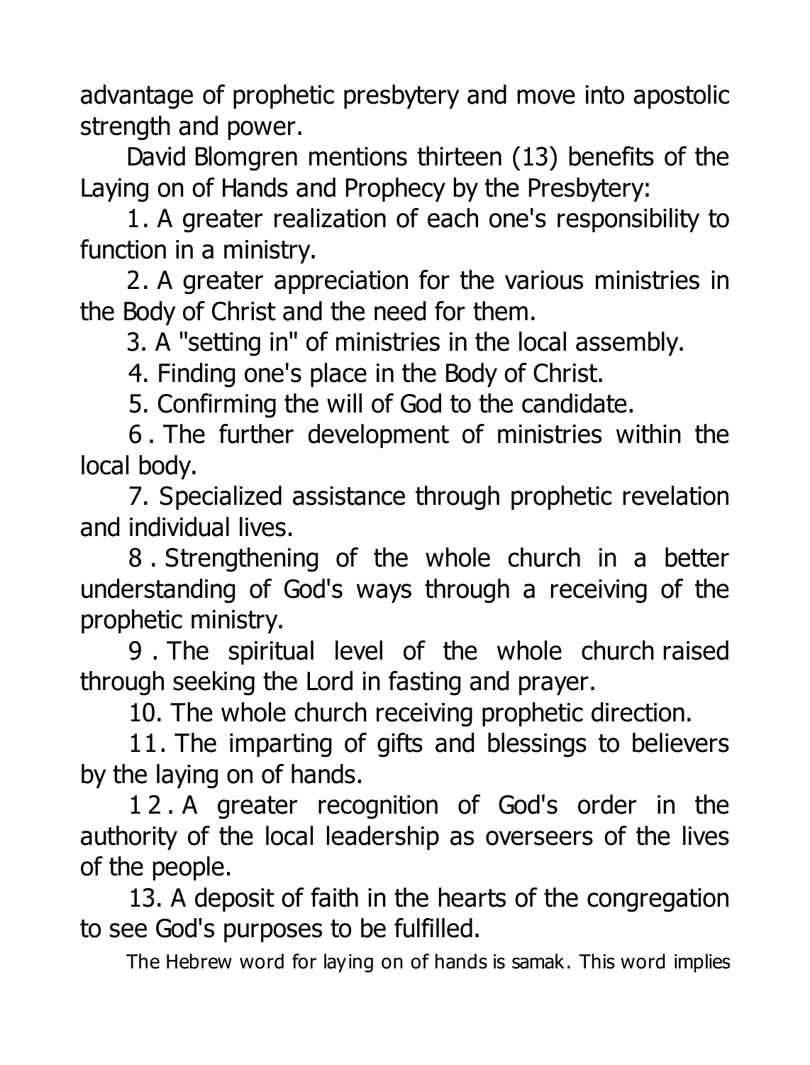advantage of prophetic presbytery and move into apostolic strength and power.

David Blomgren mentions thirteen (13) benefits of the Laying on of Hands and Prophecy by the Presbytery:

1. A greater realization of each one's responsibility to function in a ministry.
2. A greater appreciation for the various ministries in the Body of Christ and the need for them.
3. A "setting in" of ministries in the local assembly.
4. Finding one's place in the Body of Christ.
5. Confirming the will of God to the candidate.
6. The further development of ministries within the local body.
7. Specialized assistance through prophetic revelation and individual lives.
8. Strengthening of the whole church in a better understanding of God's ways through a receiving of the prophetic ministry.
9. The spiritual level of the whole church raised through seeking the Lord in fasting and prayer.
10. The whole church receiving prophetic direction.
11. The imparting of gifts and blessings to believers by the laying on of hands.
12. A greater recognition of God's order in the authority of the local leadership as overseers of the lives of the people.
13. A deposit of faith in the hearts of the congregation to see God's purposes to be fulfilled.

The Hebrew word for laying on of hands is samak. This word implies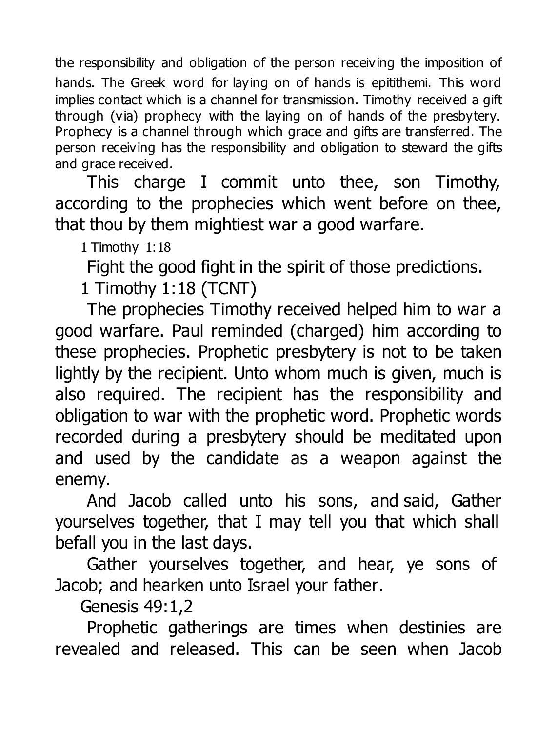the responsibility and obligation of the person receiving the imposition of hands. The Greek word for laying on of hands is epitithemi. This word implies contact which is a channel for transmission. Timothy received a gift through (via) prophecy with the laying on of hands of the presbytery. Prophecy is a channel through which grace and gifts are transferred. The person receiving has the responsibility and obligation to steward the gifts and grace received.

This charge I commit unto thee, son Timothy, according to the prophecies which went before on thee, that thou by them mightiest war a good warfare.

1 Timothy 1:18

Fight the good fight in the spirit of those predictions.

1 Timothy 1:18 (TCNT)

The prophecies Timothy received helped him to war a good warfare. Paul reminded (charged) him according to these prophecies. Prophetic presbytery is not to be taken lightly by the recipient. Unto whom much is given, much is also required. The recipient has the responsibility and obligation to war with the prophetic word. Prophetic words recorded during a presbytery should be meditated upon and used by the candidate as a weapon against the enemy.

And Jacob called unto his sons, and said, Gather yourselves together, that I may tell you that which shall befall you in the last days.

Gather yourselves together, and hear, ye sons of Jacob; and hearken unto Israel your father.

Genesis 49:1,2

Prophetic gatherings are times when destinies are revealed and released. This can be seen when Jacob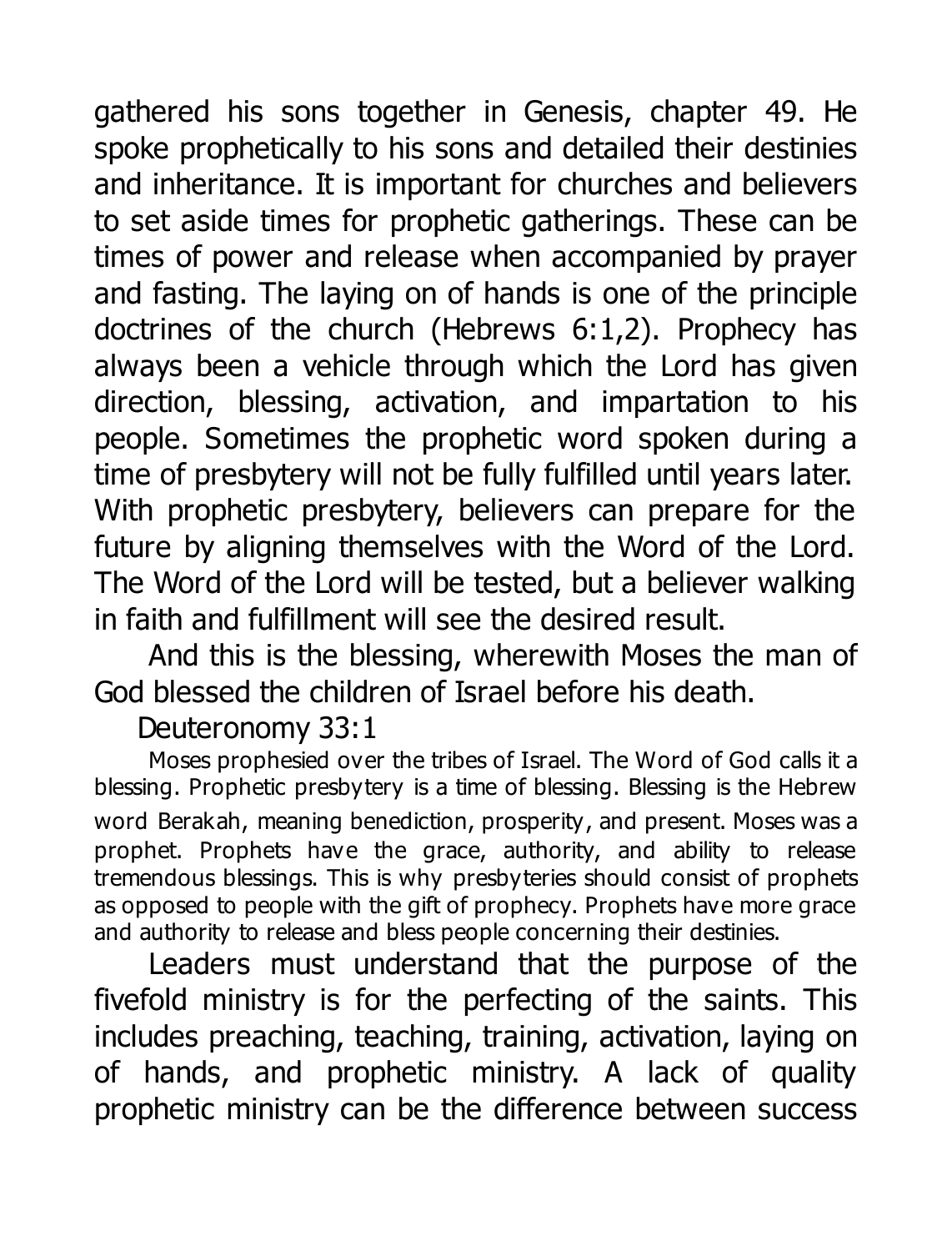gathered his sons together in Genesis, chapter 49. He spoke prophetically to his sons and detailed their destinies and inheritance. It is important for churches and believers to set aside times for prophetic gatherings. These can be times of power and release when accompanied by prayer and fasting. The laying on of hands is one of the principle doctrines of the church (Hebrews 6:1,2). Prophecy has always been a vehicle through which the Lord has given direction, blessing, activation, and impartation to his people. Sometimes the prophetic word spoken during a time of presbytery will not be fully fulfilled until years later. With prophetic presbytery, believers can prepare for the future by aligning themselves with the Word of the Lord. The Word of the Lord will be tested, but a believer walking in faith and fulfillment will see the desired result.

And this is the blessing, wherewith Moses the man of God blessed the children of Israel before his death.

Deuteronomy 33:1

Moses prophesied over the tribes of Israel. The Word of God calls it a blessing. Prophetic presbytery is a time of blessing. Blessing is the Hebrew word Berakah, meaning benediction, prosperity, and present. Moses was a prophet. Prophets have the grace, authority, and ability to release tremendous blessings. This is why presbyteries should consist of prophets as opposed to people with the gift of prophecy. Prophets have more grace and authority to release and bless people concerning their destinies.

Leaders must understand that the purpose of the fivefold ministry is for the perfecting of the saints. This includes preaching, teaching, training, activation, laying on of hands, and prophetic ministry. A lack of quality prophetic ministry can be the difference between success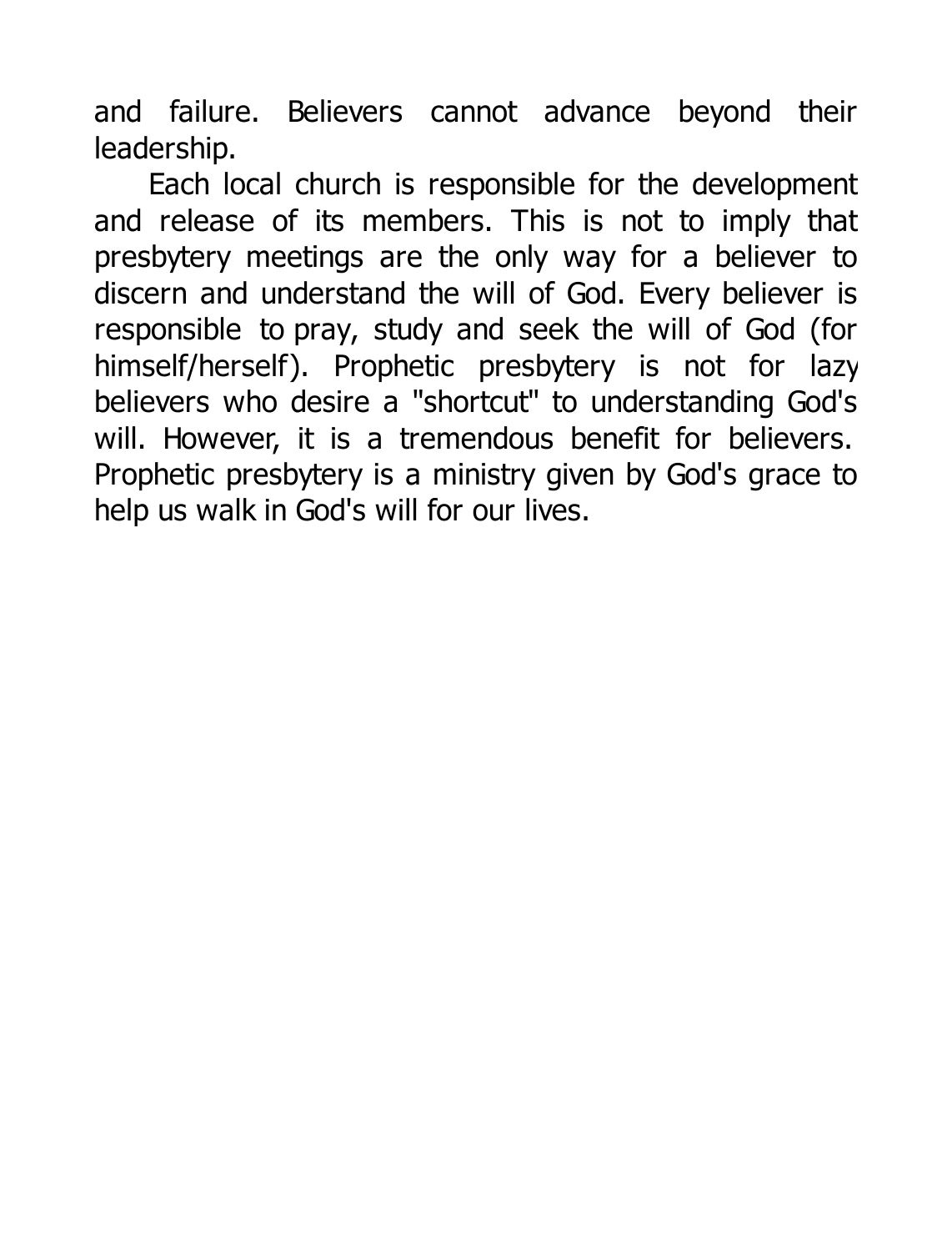and failure. Believers cannot advance beyond their leadership.

Each local church is responsible for the development and release of its members. This is not to imply that presbytery meetings are the only way for a believer to discern and understand the will of God. Every believer is responsible to pray, study and seek the will of God (for himself/herself). Prophetic presbytery is not for lazy believers who desire a "shortcut" to understanding God's will. However, it is a tremendous benefit for believers. Prophetic presbytery is a ministry given by God's grace to help us walk in God's will for our lives.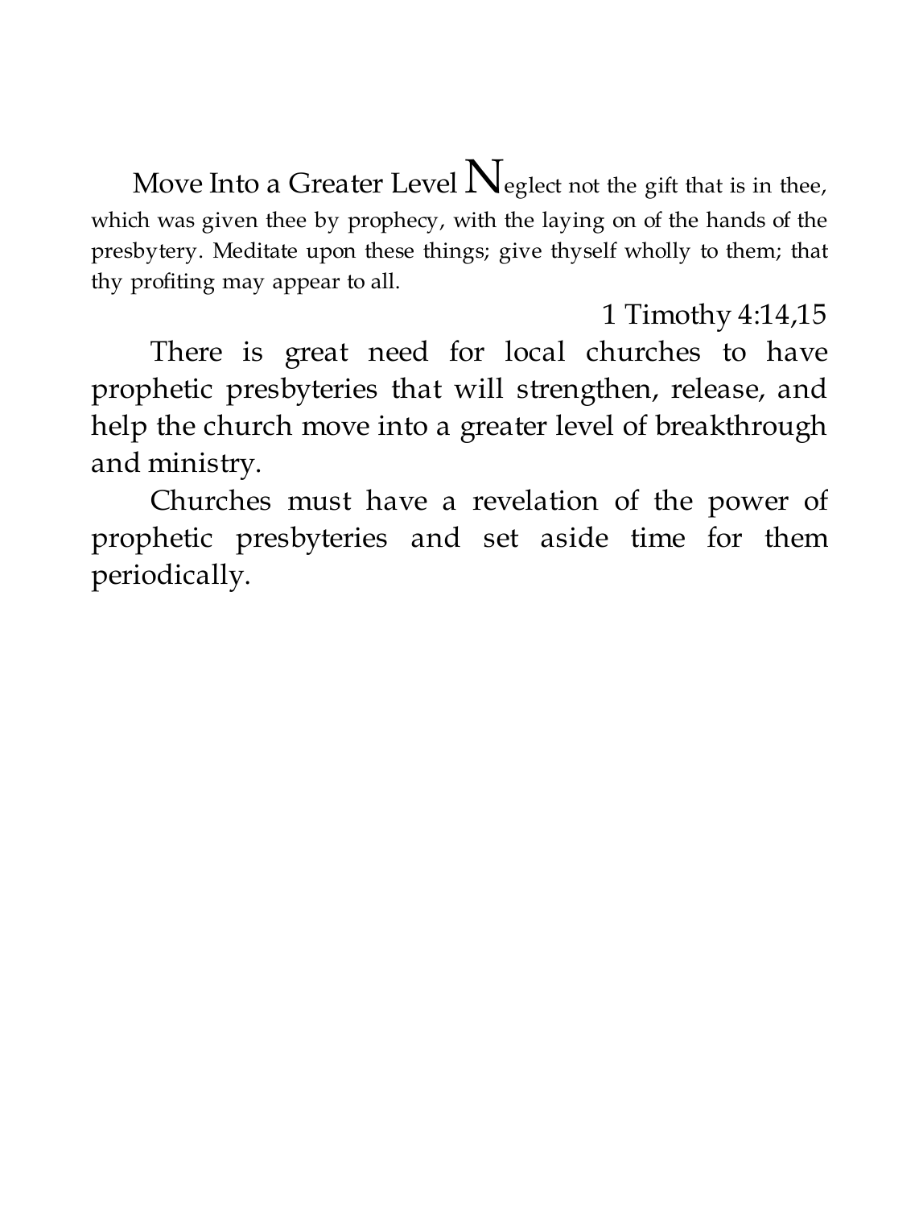## Move Into a Greater Level

Neglect not the gift that is in thee, which was given thee by prophecy, with the laying on of the hands of the presbytery. Meditate upon these things; give thyself wholly to them; that thy profiting may appear to all.

1 Timothy 4:14,15

There is great need for local churches to have prophetic presbyteries that will strengthen, release, and help the church move into a greater level of breakthrough and ministry.

Churches must have a revelation of the power of prophetic presbyteries and set aside time for them periodically.